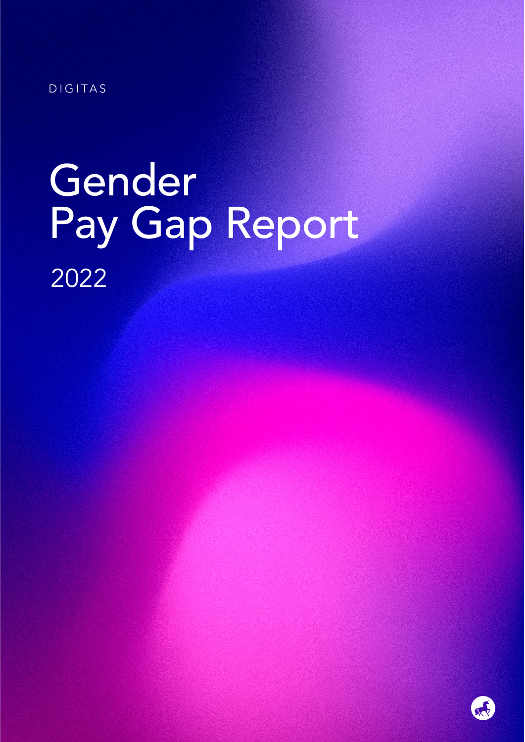DIGITAS

# Gender Pay Gap Report

2022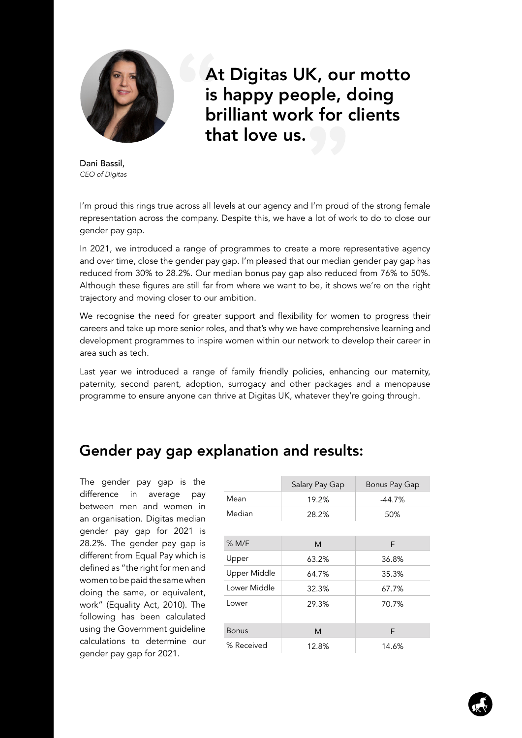> **At Digitas UK, our motto is happy people, doing brilliant work for clients that love us.**

Dani Bassil,
*CEO of Digitas*

I'm proud this rings true across all levels at our agency and I'm proud of the strong female representation across the company. Despite this, we have a lot of work to do to close our gender pay gap.

In 2021, we introduced a range of programmes to create a more representative agency and over time, close the gender pay gap. I'm pleased that our median gender pay gap has reduced from 30% to 28.2%. Our median bonus pay gap also reduced from 76% to 50%. Although these figures are still far from where we want to be, it shows we're on the right trajectory and moving closer to our ambition.

We recognise the need for greater support and flexibility for women to progress their careers and take up more senior roles, and that's why we have comprehensive learning and development programmes to inspire women within our network to develop their career in area such as tech.

Last year we introduced a range of family friendly policies, enhancing our maternity, paternity, second parent, adoption, surrogacy and other packages and a menopause programme to ensure anyone can thrive at Digitas UK, whatever they're going through.

## Gender pay gap explanation and results:

The gender pay gap is the difference in average pay between men and women in an organisation. Digitas median gender pay gap for 2021 is 28.2%. The gender pay gap is different from Equal Pay which is defined as "the right for men and women to be paid the same when doing the same, or equivalent, work" (Equality Act, 2010). The following has been calculated using the Government guideline calculations to determine our gender pay gap for 2021.

| | Salary Pay Gap | Bonus Pay Gap |
|---|---|---|
| Mean | 19.2% | -44.7% |
| Median | 28.2% | 50% |

| % M/F | M | F |
|---|---|---|
| Upper | 63.2% | 36.8% |
| Upper Middle | 64.7% | 35.3% |
| Lower Middle | 32.3% | 67.7% |
| Lower | 29.3% | 70.7% |

| Bonus | M | F |
|---|---|---|
| % Received | 12.8% | 14.6% |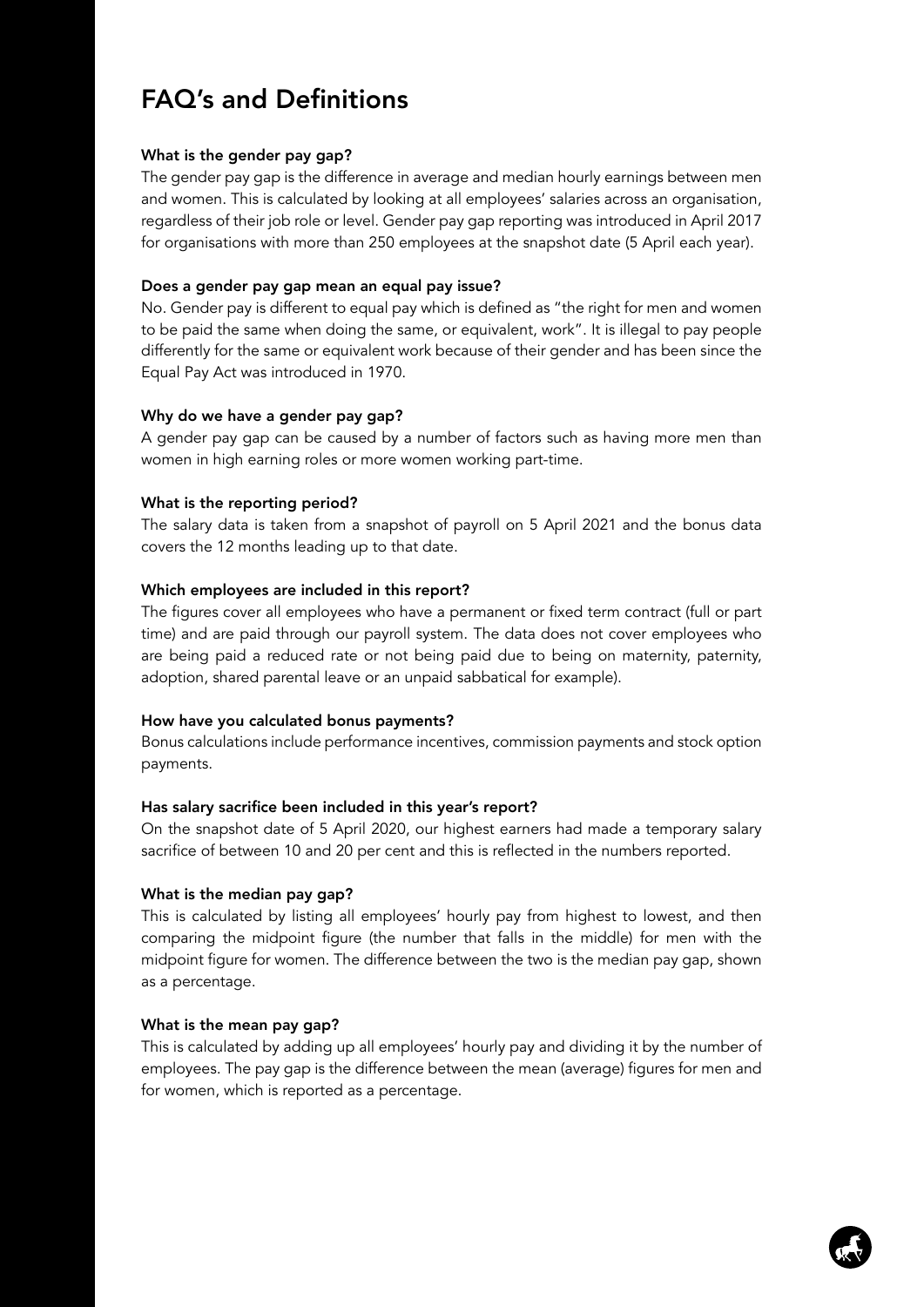# FAQ's and Definitions

**What is the gender pay gap?**

The gender pay gap is the difference in average and median hourly earnings between men and women. This is calculated by looking at all employees' salaries across an organisation, regardless of their job role or level. Gender pay gap reporting was introduced in April 2017 for organisations with more than 250 employees at the snapshot date (5 April each year).

**Does a gender pay gap mean an equal pay issue?**

No. Gender pay is different to equal pay which is defined as "the right for men and women to be paid the same when doing the same, or equivalent, work". It is illegal to pay people differently for the same or equivalent work because of their gender and has been since the Equal Pay Act was introduced in 1970.

**Why do we have a gender pay gap?**

A gender pay gap can be caused by a number of factors such as having more men than women in high earning roles or more women working part-time.

**What is the reporting period?**

The salary data is taken from a snapshot of payroll on 5 April 2021 and the bonus data covers the 12 months leading up to that date.

**Which employees are included in this report?**

The figures cover all employees who have a permanent or fixed term contract (full or part time) and are paid through our payroll system. The data does not cover employees who are being paid a reduced rate or not being paid due to being on maternity, paternity, adoption, shared parental leave or an unpaid sabbatical for example).

**How have you calculated bonus payments?**

Bonus calculations include performance incentives, commission payments and stock option payments.

**Has salary sacrifice been included in this year's report?**

On the snapshot date of 5 April 2020, our highest earners had made a temporary salary sacrifice of between 10 and 20 per cent and this is reflected in the numbers reported.

**What is the median pay gap?**

This is calculated by listing all employees' hourly pay from highest to lowest, and then comparing the midpoint figure (the number that falls in the middle) for men with the midpoint figure for women. The difference between the two is the median pay gap, shown as a percentage.

**What is the mean pay gap?**

This is calculated by adding up all employees' hourly pay and dividing it by the number of employees. The pay gap is the difference between the mean (average) figures for men and for women, which is reported as a percentage.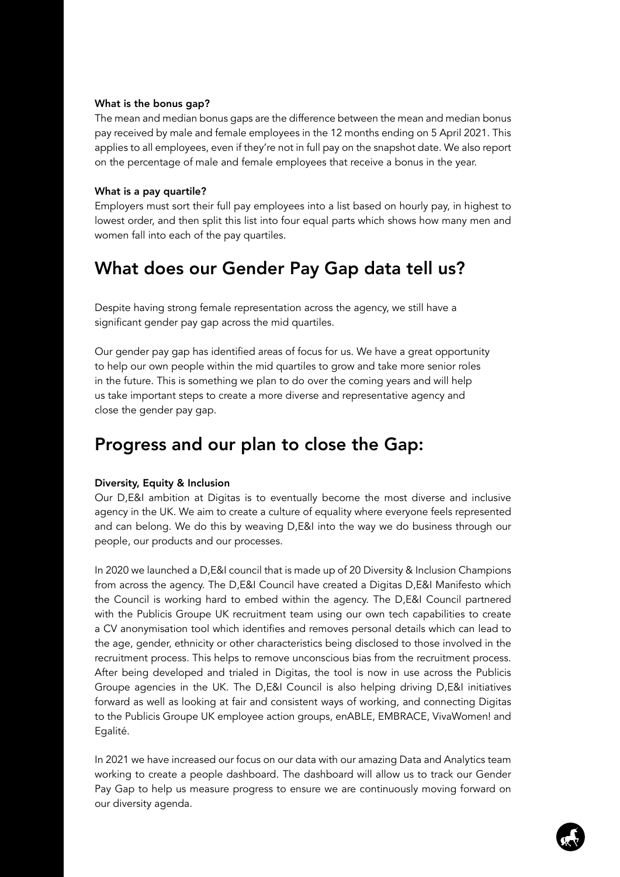**What is the bonus gap?**

The mean and median bonus gaps are the difference between the mean and median bonus pay received by male and female employees in the 12 months ending on 5 April 2021. This applies to all employees, even if they're not in full pay on the snapshot date. We also report on the percentage of male and female employees that receive a bonus in the year.

**What is a pay quartile?**

Employers must sort their full pay employees into a list based on hourly pay, in highest to lowest order, and then split this list into four equal parts which shows how many men and women fall into each of the pay quartiles.

## What does our Gender Pay Gap data tell us?

Despite having strong female representation across the agency, we still have a significant gender pay gap across the mid quartiles.

Our gender pay gap has identified areas of focus for us. We have a great opportunity to help our own people within the mid quartiles to grow and take more senior roles in the future. This is something we plan to do over the coming years and will help us take important steps to create a more diverse and representative agency and close the gender pay gap.

## Progress and our plan to close the Gap:

**Diversity, Equity & Inclusion**

Our D,E&I ambition at Digitas is to eventually become the most diverse and inclusive agency in the UK. We aim to create a culture of equality where everyone feels represented and can belong. We do this by weaving D,E&I into the way we do business through our people, our products and our processes.

In 2020 we launched a D,E&I council that is made up of 20 Diversity & Inclusion Champions from across the agency. The D,E&I Council have created a Digitas D,E&I Manifesto which the Council is working hard to embed within the agency. The D,E&I Council partnered with the Publicis Groupe UK recruitment team using our own tech capabilities to create a CV anonymisation tool which identifies and removes personal details which can lead to the age, gender, ethnicity or other characteristics being disclosed to those involved in the recruitment process. This helps to remove unconscious bias from the recruitment process. After being developed and trialed in Digitas, the tool is now in use across the Publicis Groupe agencies in the UK. The D,E&I Council is also helping driving D,E&I initiatives forward as well as looking at fair and consistent ways of working, and connecting Digitas to the Publicis Groupe UK employee action groups, enABLE, EMBRACE, VivaWomen! and Egalité.

In 2021 we have increased our focus on our data with our amazing Data and Analytics team working to create a people dashboard. The dashboard will allow us to track our Gender Pay Gap to help us measure progress to ensure we are continuously moving forward on our diversity agenda.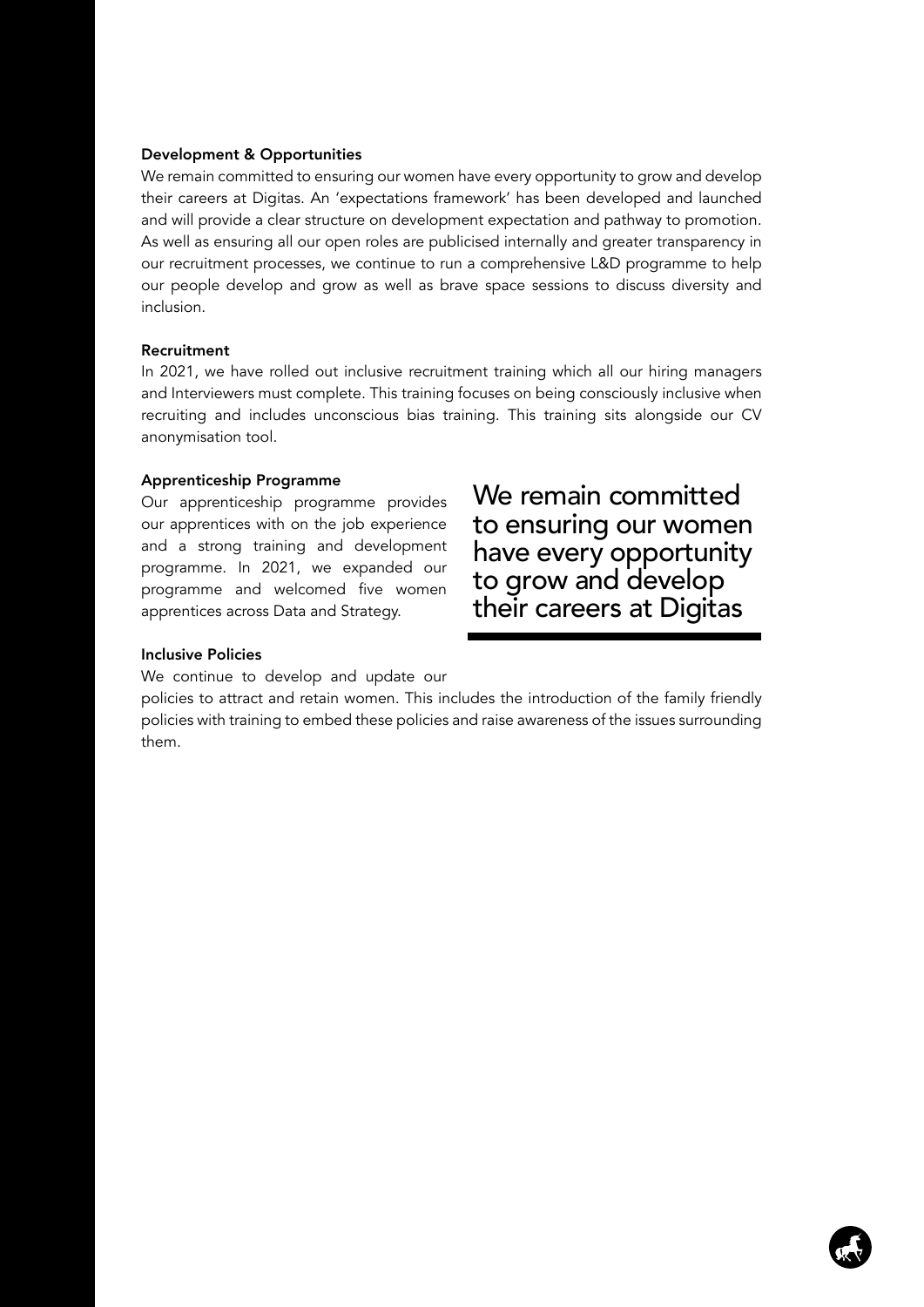### Development & Opportunities

We remain committed to ensuring our women have every opportunity to grow and develop their careers at Digitas. An 'expectations framework' has been developed and launched and will provide a clear structure on development expectation and pathway to promotion. As well as ensuring all our open roles are publicised internally and greater transparency in our recruitment processes, we continue to run a comprehensive L&D programme to help our people develop and grow as well as brave space sessions to discuss diversity and inclusion.

### Recruitment

In 2021, we have rolled out inclusive recruitment training which all our hiring managers and Interviewers must complete. This training focuses on being consciously inclusive when recruiting and includes unconscious bias training. This training sits alongside our CV anonymisation tool.

### Apprenticeship Programme

Our apprenticeship programme provides our apprentices with on the job experience and a strong training and development programme. In 2021, we expanded our programme and welcomed five women apprentices across Data and Strategy.

> We remain committed to ensuring our women have every opportunity to grow and develop their careers at Digitas

### Inclusive Policies

We continue to develop and update our policies to attract and retain women. This includes the introduction of the family friendly policies with training to embed these policies and raise awareness of the issues surrounding them.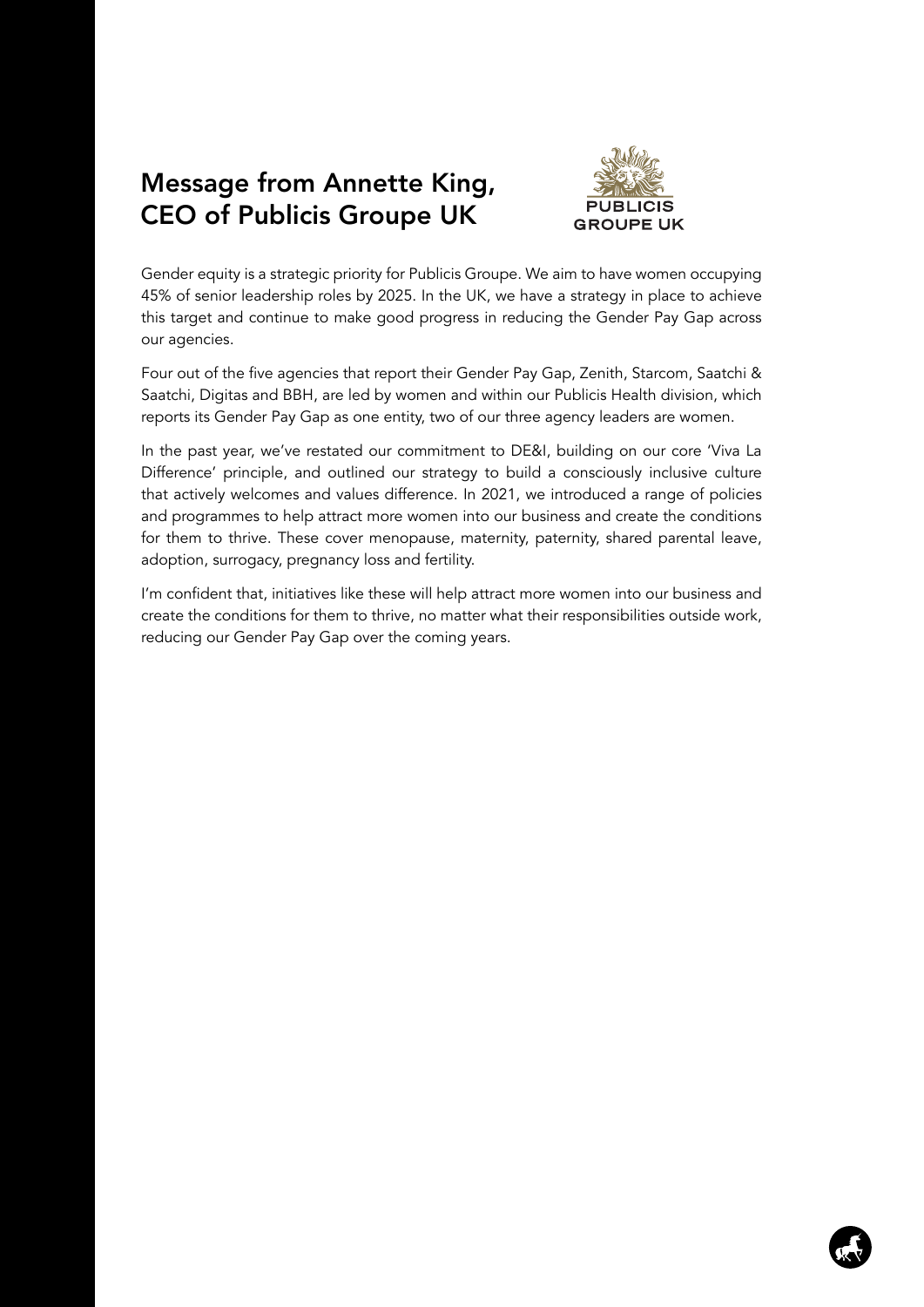# Message from Annette King, CEO of Publicis Groupe UK

Gender equity is a strategic priority for Publicis Groupe. We aim to have women occupying 45% of senior leadership roles by 2025. In the UK, we have a strategy in place to achieve this target and continue to make good progress in reducing the Gender Pay Gap across our agencies.

Four out of the five agencies that report their Gender Pay Gap, Zenith, Starcom, Saatchi & Saatchi, Digitas and BBH, are led by women and within our Publicis Health division, which reports its Gender Pay Gap as one entity, two of our three agency leaders are women.

In the past year, we've restated our commitment to DE&I, building on our core 'Viva La Difference' principle, and outlined our strategy to build a consciously inclusive culture that actively welcomes and values difference. In 2021, we introduced a range of policies and programmes to help attract more women into our business and create the conditions for them to thrive. These cover menopause, maternity, paternity, shared parental leave, adoption, surrogacy, pregnancy loss and fertility.

I'm confident that, initiatives like these will help attract more women into our business and create the conditions for them to thrive, no matter what their responsibilities outside work, reducing our Gender Pay Gap over the coming years.